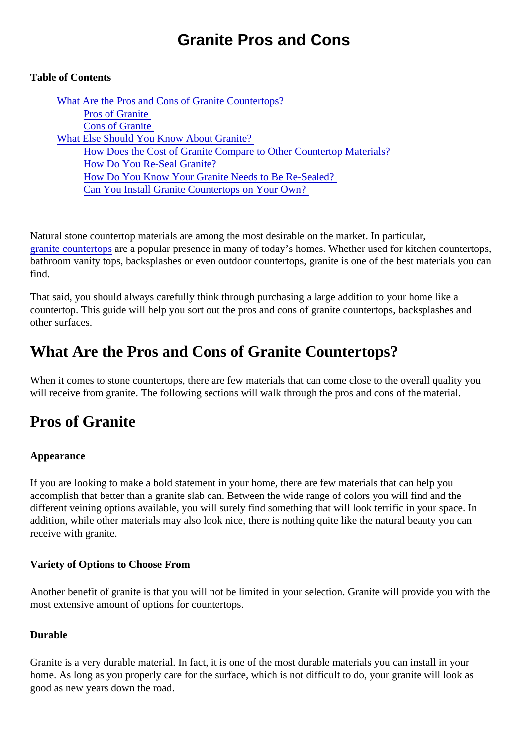# Granite Pros and Cons

**Table of Contents**

- What Are the Pros and Cons of Granite Countertops?
  - Pros of Granite
  - Cons of Granite
- What Else Should You Know About Granite?
  - How Does the Cost of Granite Compare to Other Countertop Materials?
  - How Do You Re-Seal Granite?
  - How Do You Know Your Granite Needs to Be Re-Sealed?
  - Can You Install Granite Countertops on Your Own?

Natural stone countertop materials are among the most desirable on the market. In particular, granite countertops are a popular presence in many of today's homes. Whether used for kitchen countertops, bathroom vanity tops, backsplashes or even outdoor countertops, granite is one of the best materials you can find.

That said, you should always carefully think through purchasing a large addition to your home like a countertop. This guide will help you sort out the pros and cons of granite countertops, backsplashes and other surfaces.

## What Are the Pros and Cons of Granite Countertops?

When it comes to stone countertops, there are few materials that can come close to the overall quality you will receive from granite. The following sections will walk through the pros and cons of the material.

## Pros of Granite

**Appearance**

If you are looking to make a bold statement in your home, there are few materials that can help you accomplish that better than a granite slab can. Between the wide range of colors you will find and the different veining options available, you will surely find something that will look terrific in your space. In addition, while other materials may also look nice, there is nothing quite like the natural beauty you can receive with granite.

**Variety of Options to Choose From**

Another benefit of granite is that you will not be limited in your selection. Granite will provide you with the most extensive amount of options for countertops.

**Durable**

Granite is a very durable material. In fact, it is one of the most durable materials you can install in your home. As long as you properly care for the surface, which is not difficult to do, your granite will look as good as new years down the road.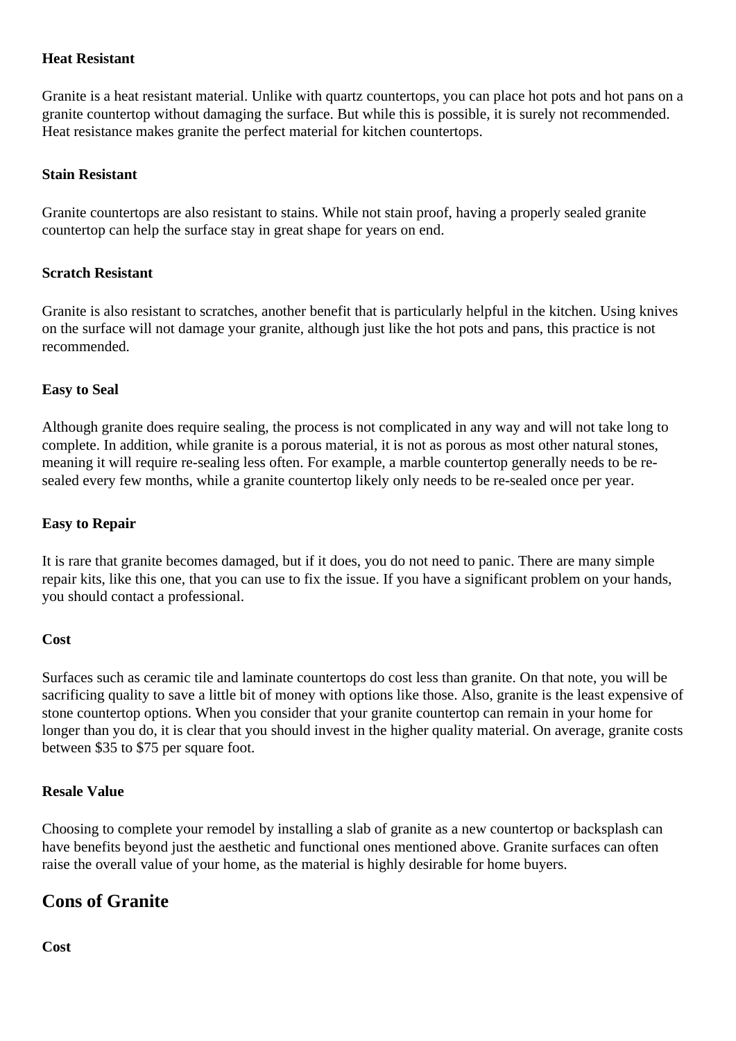**Heat Resistant**

Granite is a heat resistant material. Unlike with quartz countertops, you can place hot pots and hot pans on a granite countertop without damaging the surface. But while this is possible, it is surely not recommended. Heat resistance makes granite the perfect material for kitchen countertops.

**Stain Resistant**

Granite countertops are also resistant to stains. While not stain proof, having a properly sealed granite countertop can help the surface stay in great shape for years on end.

**Scratch Resistant**

Granite is also resistant to scratches, another benefit that is particularly helpful in the kitchen. Using knives on the surface will not damage your granite, although just like the hot pots and pans, this practice is not recommended.

**Easy to Seal**

Although granite does require sealing, the process is not complicated in any way and will not take long to complete. In addition, while granite is a porous material, it is not as porous as most other natural stones, meaning it will require re-sealing less often. For example, a marble countertop generally needs to be re-sealed every few months, while a granite countertop likely only needs to be re-sealed once per year.

**Easy to Repair**

It is rare that granite becomes damaged, but if it does, you do not need to panic. There are many simple repair kits, like this one, that you can use to fix the issue. If you have a significant problem on your hands, you should contact a professional.

**Cost**

Surfaces such as ceramic tile and laminate countertops do cost less than granite. On that note, you will be sacrificing quality to save a little bit of money with options like those. Also, granite is the least expensive of stone countertop options. When you consider that your granite countertop can remain in your home for longer than you do, it is clear that you should invest in the higher quality material. On average, granite costs between $35 to $75 per square foot.

**Resale Value**

Choosing to complete your remodel by installing a slab of granite as a new countertop or backsplash can have benefits beyond just the aesthetic and functional ones mentioned above. Granite surfaces can often raise the overall value of your home, as the material is highly desirable for home buyers.

## Cons of Granite

**Cost**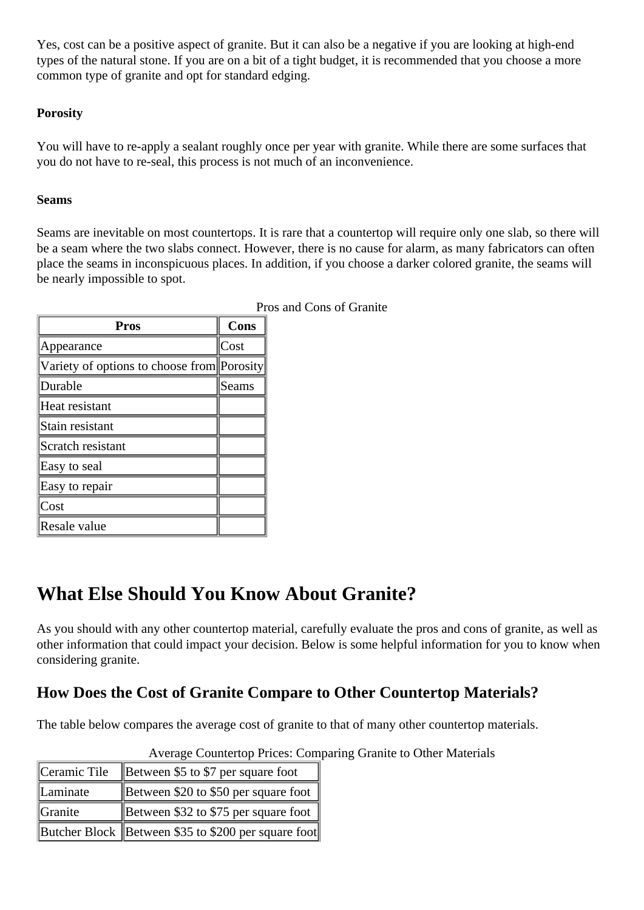Yes, cost can be a positive aspect of granite. But it can also be a negative if you are looking at high-end types of the natural stone. If you are on a bit of a tight budget, it is recommended that you choose a more common type of granite and opt for standard edging.

#### Porosity

You will have to re-apply a sealant roughly once per year with granite. While there are some surfaces that you do not have to re-seal, this process is not much of an inconvenience.

#### Seams

Seams are inevitable on most countertops. It is rare that a countertop will require only one slab, so there will be a seam where the two slabs connect. However, there is no cause for alarm, as many fabricators can often place the seams in inconspicuous places. In addition, if you choose a darker colored granite, the seams will be nearly impossible to spot.

Pros and Cons of Granite

| Pros | Cons |
|---|---|
| Appearance | Cost |
| Variety of options to choose from | Porosity |
| Durable | Seams |
| Heat resistant | |
| Stain resistant | |
| Scratch resistant | |
| Easy to seal | |
| Easy to repair | |
| Cost | |
| Resale value | |

# What Else Should You Know About Granite?

As you should with any other countertop material, carefully evaluate the pros and cons of granite, as well as other information that could impact your decision. Below is some helpful information for you to know when considering granite.

## How Does the Cost of Granite Compare to Other Countertop Materials?

The table below compares the average cost of granite to that of many other countertop materials.

Average Countertop Prices: Comparing Granite to Other Materials

| | |
|---|---|
| Ceramic Tile | Between $5 to $7 per square foot |
| Laminate | Between $20 to $50 per square foot |
| Granite | Between $32 to $75 per square foot |
| Butcher Block | Between $35 to $200 per square foot |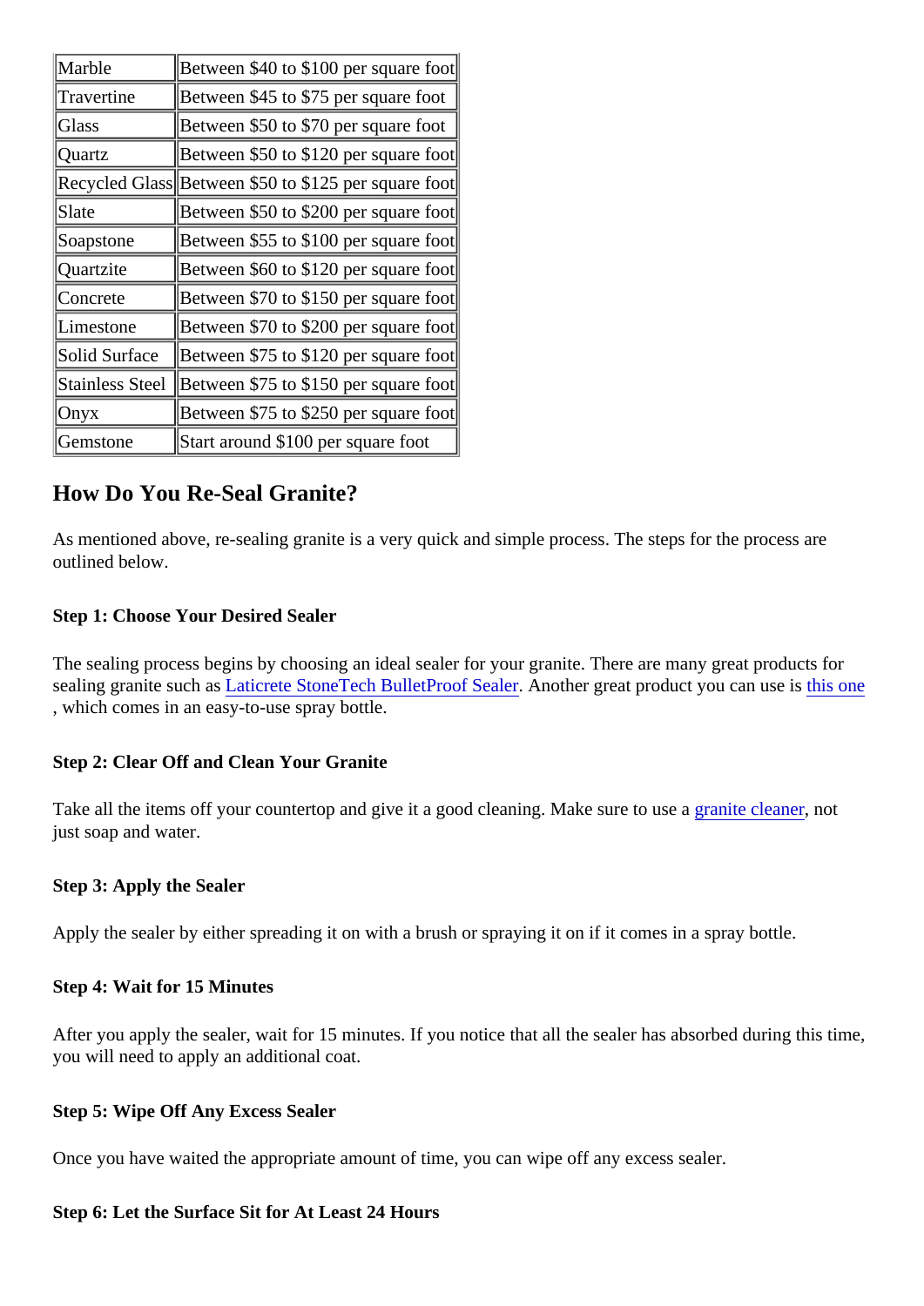| Marble | Between $40 to $100 per square foot |
| --- | --- |
| Travertine | Between $45 to $75 per square foot |
| Glass | Between $50 to $70 per square foot |
| Quartz | Between $50 to $120 per square foot |
| Recycled Glass | Between $50 to $125 per square foot |
| Slate | Between $50 to $200 per square foot |
| Soapstone | Between $55 to $100 per square foot |
| Quartzite | Between $60 to $120 per square foot |
| Concrete | Between $70 to $150 per square foot |
| Limestone | Between $70 to $200 per square foot |
| Solid Surface | Between $75 to $120 per square foot |
| Stainless Steel | Between $75 to $150 per square foot |
| Onyx | Between $75 to $250 per square foot |
| Gemstone | Start around $100 per square foot |

## How Do You Re-Seal Granite?

As mentioned above, re-sealing granite is a very quick and simple process. The steps for the process are outlined below.

**Step 1: Choose Your Desired Sealer**

The sealing process begins by choosing an ideal sealer for your granite. There are many great products for sealing granite such as Laticrete StoneTech BulletProof Sealer. Another great product you can use is this one, which comes in an easy-to-use spray bottle.

**Step 2: Clear Off and Clean Your Granite**

Take all the items off your countertop and give it a good cleaning. Make sure to use a granite cleaner, not just soap and water.

**Step 3: Apply the Sealer**

Apply the sealer by either spreading it on with a brush or spraying it on if it comes in a spray bottle.

**Step 4: Wait for 15 Minutes**

After you apply the sealer, wait for 15 minutes. If you notice that all the sealer has absorbed during this time, you will need to apply an additional coat.

**Step 5: Wipe Off Any Excess Sealer**

Once you have waited the appropriate amount of time, you can wipe off any excess sealer.

**Step 6: Let the Surface Sit for At Least 24 Hours**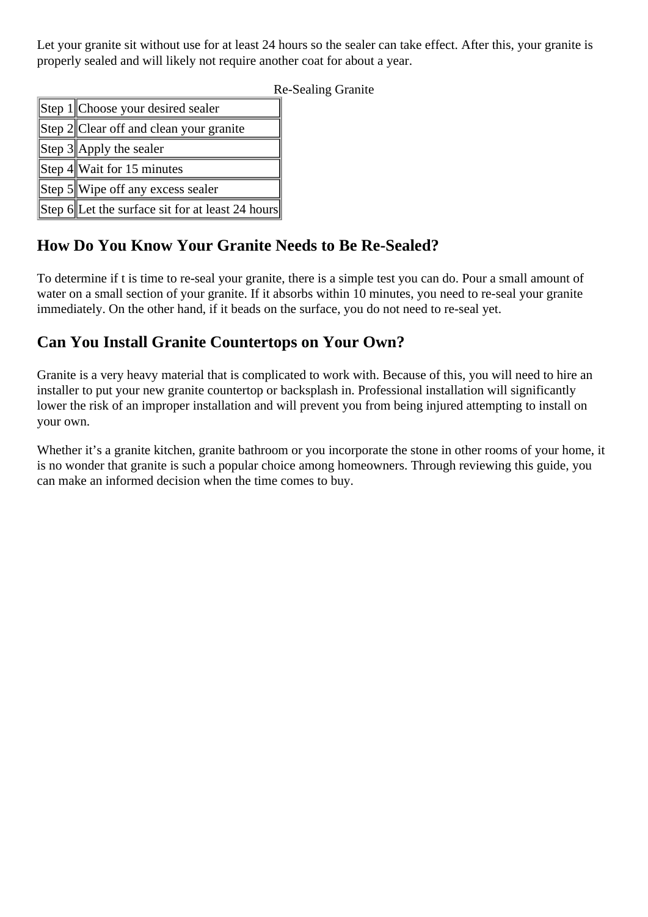Let your granite sit without use for at least 24 hours so the sealer can take effect. After this, your granite is properly sealed and will likely not require another coat for about a year.

Re-Sealing Granite

| | |
|---|---|
| Step 1 | Choose your desired sealer |
| Step 2 | Clear off and clean your granite |
| Step 3 | Apply the sealer |
| Step 4 | Wait for 15 minutes |
| Step 5 | Wipe off any excess sealer |
| Step 6 | Let the surface sit for at least 24 hours |

## How Do You Know Your Granite Needs to Be Re-Sealed?

To determine if t is time to re-seal your granite, there is a simple test you can do. Pour a small amount of water on a small section of your granite. If it absorbs within 10 minutes, you need to re-seal your granite immediately. On the other hand, if it beads on the surface, you do not need to re-seal yet.

## Can You Install Granite Countertops on Your Own?

Granite is a very heavy material that is complicated to work with. Because of this, you will need to hire an installer to put your new granite countertop or backsplash in. Professional installation will significantly lower the risk of an improper installation and will prevent you from being injured attempting to install on your own.

Whether it's a granite kitchen, granite bathroom or you incorporate the stone in other rooms of your home, it is no wonder that granite is such a popular choice among homeowners. Through reviewing this guide, you can make an informed decision when the time comes to buy.